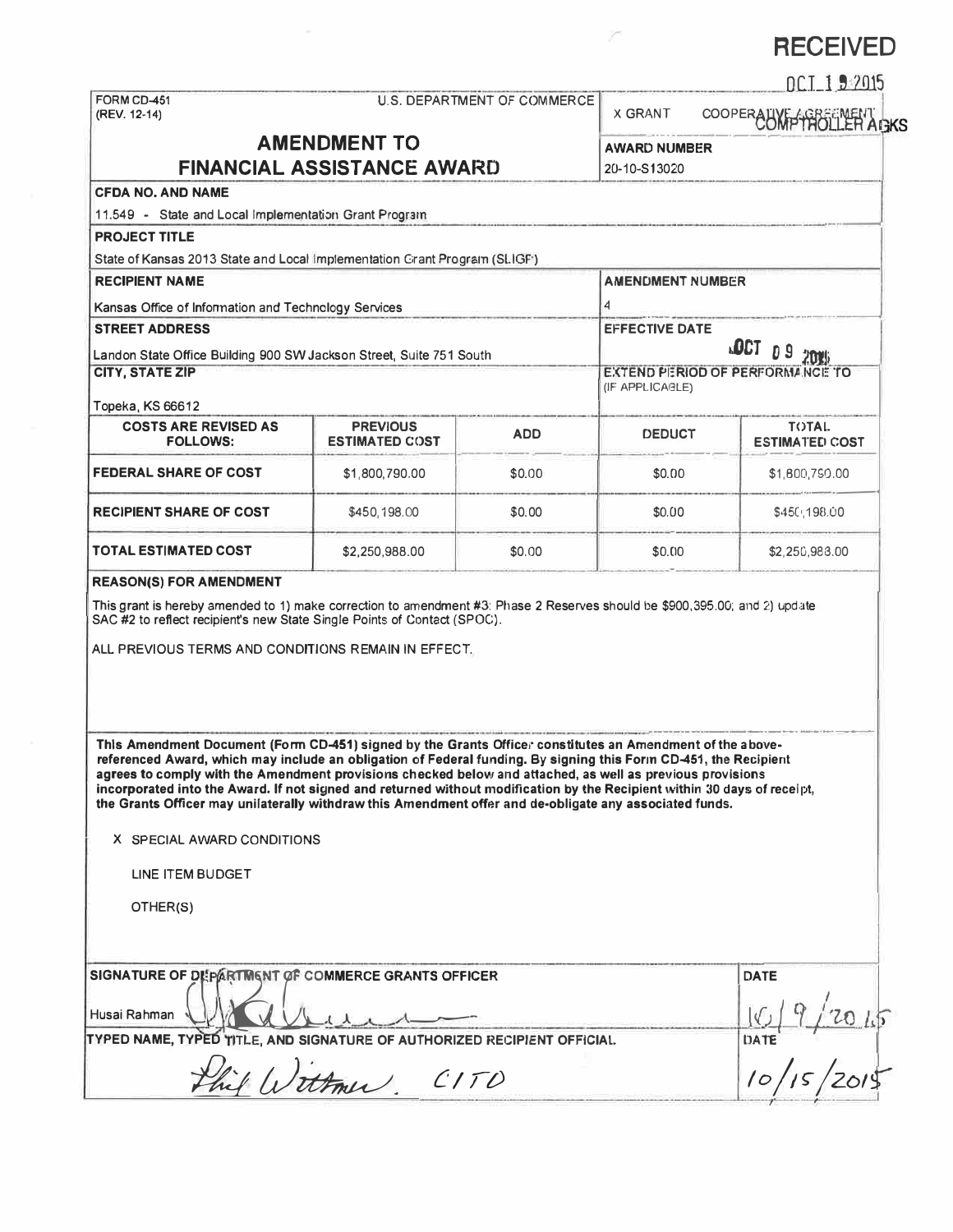**RECEIVED**

OCT 19 2015

COMPTROLLER AGKS

FORM CD-451
(REV. 12-14)

U.S. DEPARTMENT OF COMMERCE

X GRANT    COOPERATIVE AGREEMENT

# AMENDMENT TO FINANCIAL ASSISTANCE AWARD

**AWARD NUMBER**
20-10-S13020

**CFDA NO. AND NAME**
11.549 - State and Local Implementation Grant Program

**PROJECT TITLE**
State of Kansas 2013 State and Local Implementation Grant Program (SLIGP)

**RECIPIENT NAME**
Kansas Office of Information and Technology Services

**AMENDMENT NUMBER**
4

**STREET ADDRESS**
Landon State Office Building 900 SW Jackson Street, Suite 751 South

**EFFECTIVE DATE**
OCT 09 2015

**CITY, STATE ZIP**
Topeka, KS 66612

**EXTEND PERIOD OF PERFORMANCE TO** (IF APPLICABLE)

| COSTS ARE REVISED AS FOLLOWS: | PREVIOUS ESTIMATED COST | ADD | DEDUCT | TOTAL ESTIMATED COST |
|---|---|---|---|---|
| FEDERAL SHARE OF COST | $1,800,790.00 | $0.00 | $0.00 | $1,800,790.00 |
| RECIPIENT SHARE OF COST | $450,198.00 | $0.00 | $0.00 | $450,198.00 |
| TOTAL ESTIMATED COST | $2,250,988.00 | $0.00 | $0.00 | $2,250,988.00 |

**REASON(S) FOR AMENDMENT**

This grant is hereby amended to 1) make correction to amendment #3: Phase 2 Reserves should be $900,395.00; and 2) update SAC #2 to reflect recipient's new State Single Points of Contact (SPOC).

ALL PREVIOUS TERMS AND CONDITIONS REMAIN IN EFFECT.

**This Amendment Document (Form CD-451) signed by the Grants Officer constitutes an Amendment of the above-referenced Award, which may include an obligation of Federal funding. By signing this Form CD-451, the Recipient agrees to comply with the Amendment provisions checked below and attached, as well as previous provisions incorporated into the Award. If not signed and returned without modification by the Recipient within 30 days of receipt, the Grants Officer may unilaterally withdraw this Amendment offer and de-obligate any associated funds.**

X SPECIAL AWARD CONDITIONS

LINE ITEM BUDGET

OTHER(S)

**SIGNATURE OF DEPARTMENT OF COMMERCE GRANTS OFFICER**
Husai Rahman

**DATE**
10/9/2015

**TYPED NAME, TYPED TITLE, AND SIGNATURE OF AUTHORIZED RECIPIENT OFFICIAL**
Phil Wittmer, CITO

**DATE**
10/15/2015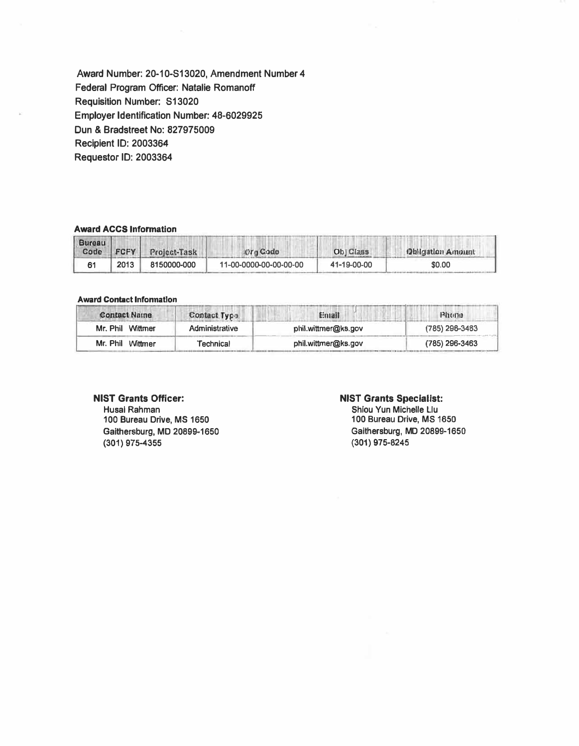Award Number: 20-10-S13020, Amendment Number 4
Federal Program Officer: Natalie Romanoff
Requisition Number: S13020
Employer Identification Number: 48-6029925
Dun & Bradstreet No: 827975009
Recipient ID: 2003364
Requestor ID: 2003364

**Award ACCS Information**

| Bureau Code | FCFY | Project-Task | Org Code | Obj Class | Obligation Amount |
|---|---|---|---|---|---|
| 61 | 2013 | 8150000-000 | 11-00-0000-00-00-00-00 | 41-19-00-00 | $0.00 |

**Award Contact Information**

| Contact Name | Contact Type | Email | Phone |
|---|---|---|---|
| Mr. Phil Wittmer | Administrative | phil.wittmer@ks.gov | (785) 296-3463 |
| Mr. Phil Wittmer | Technical | phil.wittmer@ks.gov | (785) 296-3463 |

**NIST Grants Officer:**
Husai Rahman
100 Bureau Drive, MS 1650
Gaithersburg, MD 20899-1650
(301) 975-4355

**NIST Grants Specialist:**
Shiou Yun Michelle Liu
100 Bureau Drive, MS 1650
Gaithersburg, MD 20899-1650
(301) 975-8245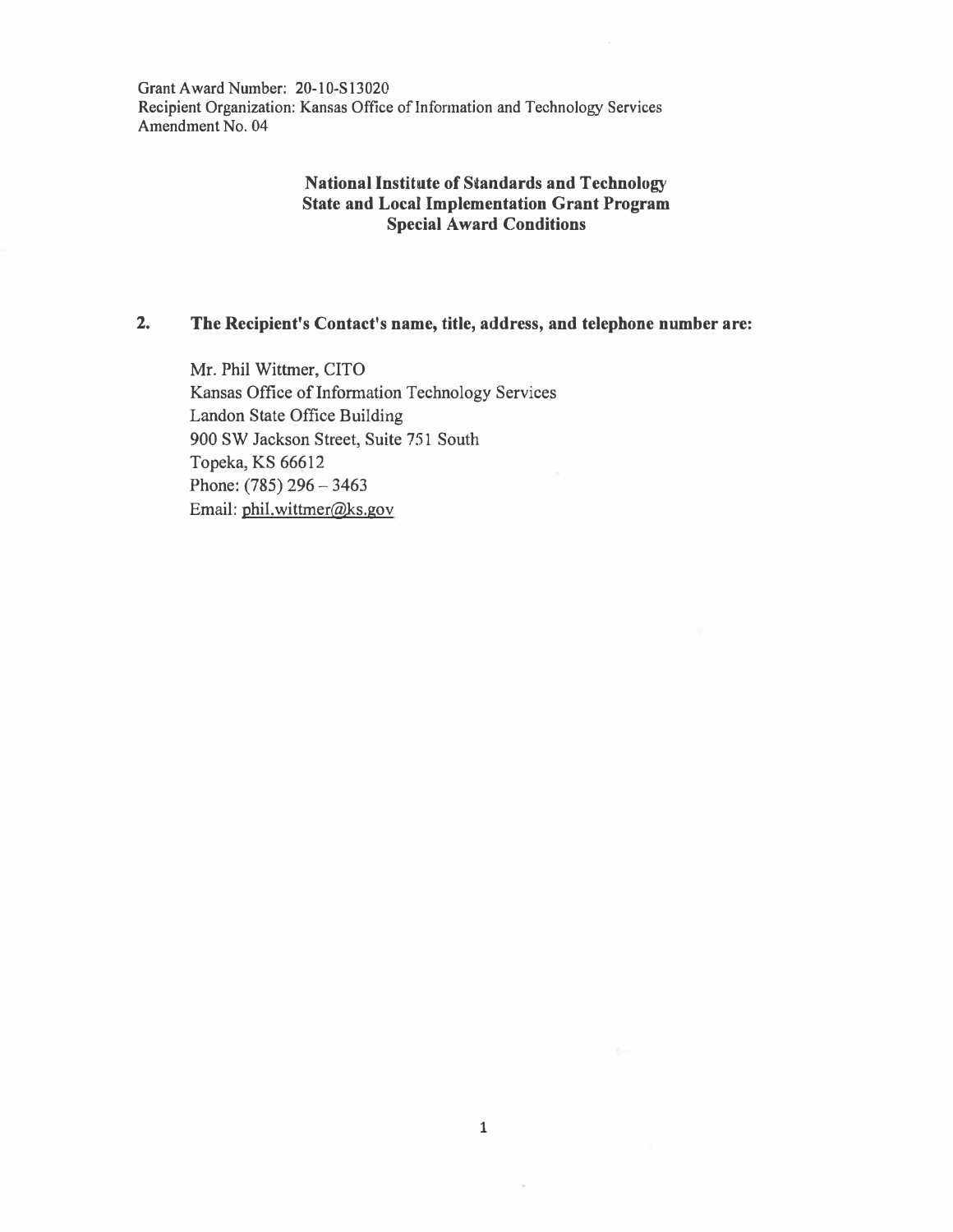Grant Award Number: 20-10-S13020
Recipient Organization: Kansas Office of Information and Technology Services
Amendment No. 04

**National Institute of Standards and Technology**
**State and Local Implementation Grant Program**
**Special Award Conditions**

## 2. The Recipient's Contact's name, title, address, and telephone number are:

Mr. Phil Wittmer, CITO
Kansas Office of Information Technology Services
Landon State Office Building
900 SW Jackson Street, Suite 751 South
Topeka, KS 66612
Phone: (785) 296 – 3463
Email: phil.wittmer@ks.gov